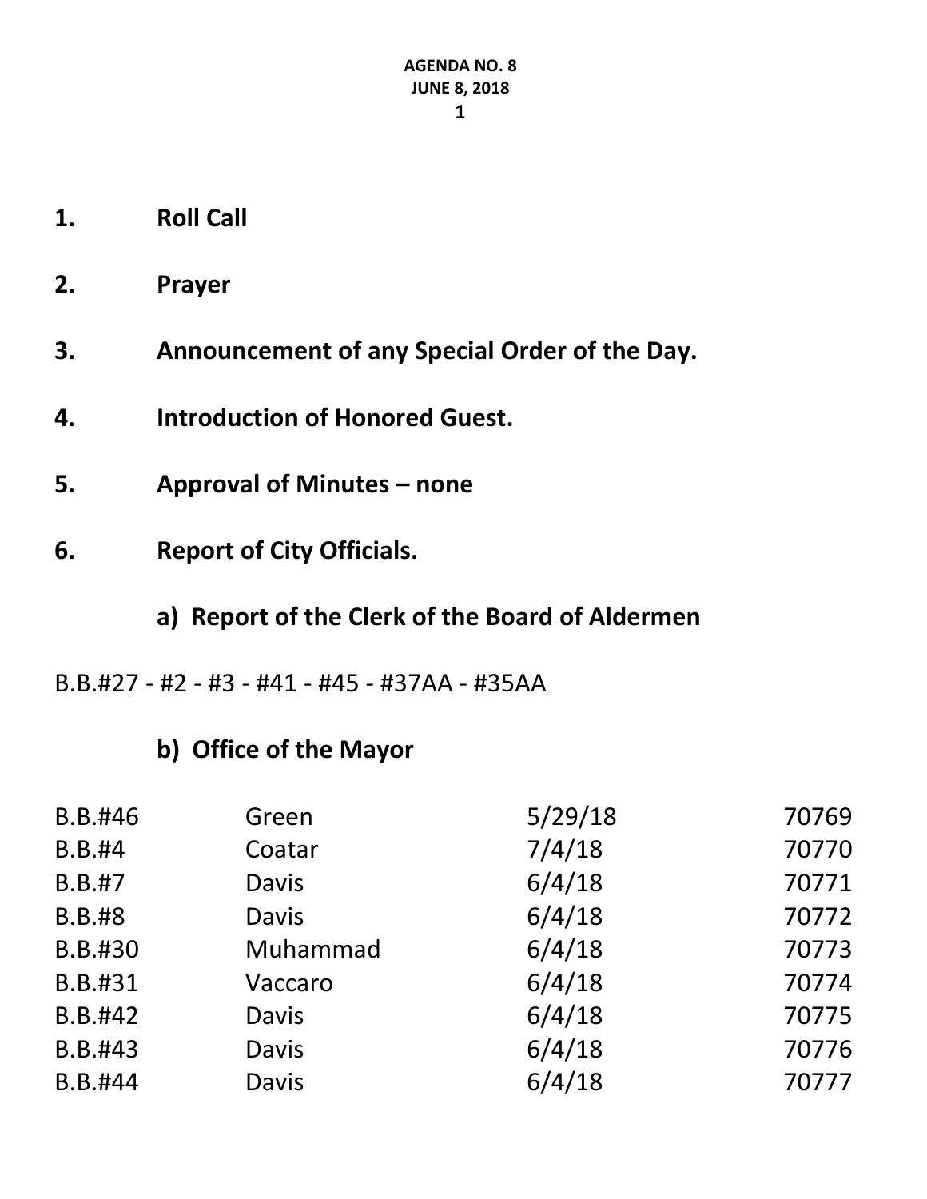1. **Roll Call**

2. **Prayer**

3. **Announcement of any Special Order of the Day.**

4. **Introduction of Honored Guest.**

5. **Approval of Minutes – none**

6. **Report of City Officials.**

### a) Report of the Clerk of the Board of Aldermen

B.B.#27 - #2 - #3 - #41 - #45 - #37AA - #35AA

### b) Office of the Mayor

| | | | |
|---|---|---|---|
| B.B.#46 | Green | 5/29/18 | 70769 |
| B.B.#4 | Coatar | 7/4/18 | 70770 |
| B.B.#7 | Davis | 6/4/18 | 70771 |
| B.B.#8 | Davis | 6/4/18 | 70772 |
| B.B.#30 | Muhammad | 6/4/18 | 70773 |
| B.B.#31 | Vaccaro | 6/4/18 | 70774 |
| B.B.#42 | Davis | 6/4/18 | 70775 |
| B.B.#43 | Davis | 6/4/18 | 70776 |
| B.B.#44 | Davis | 6/4/18 | 70777 |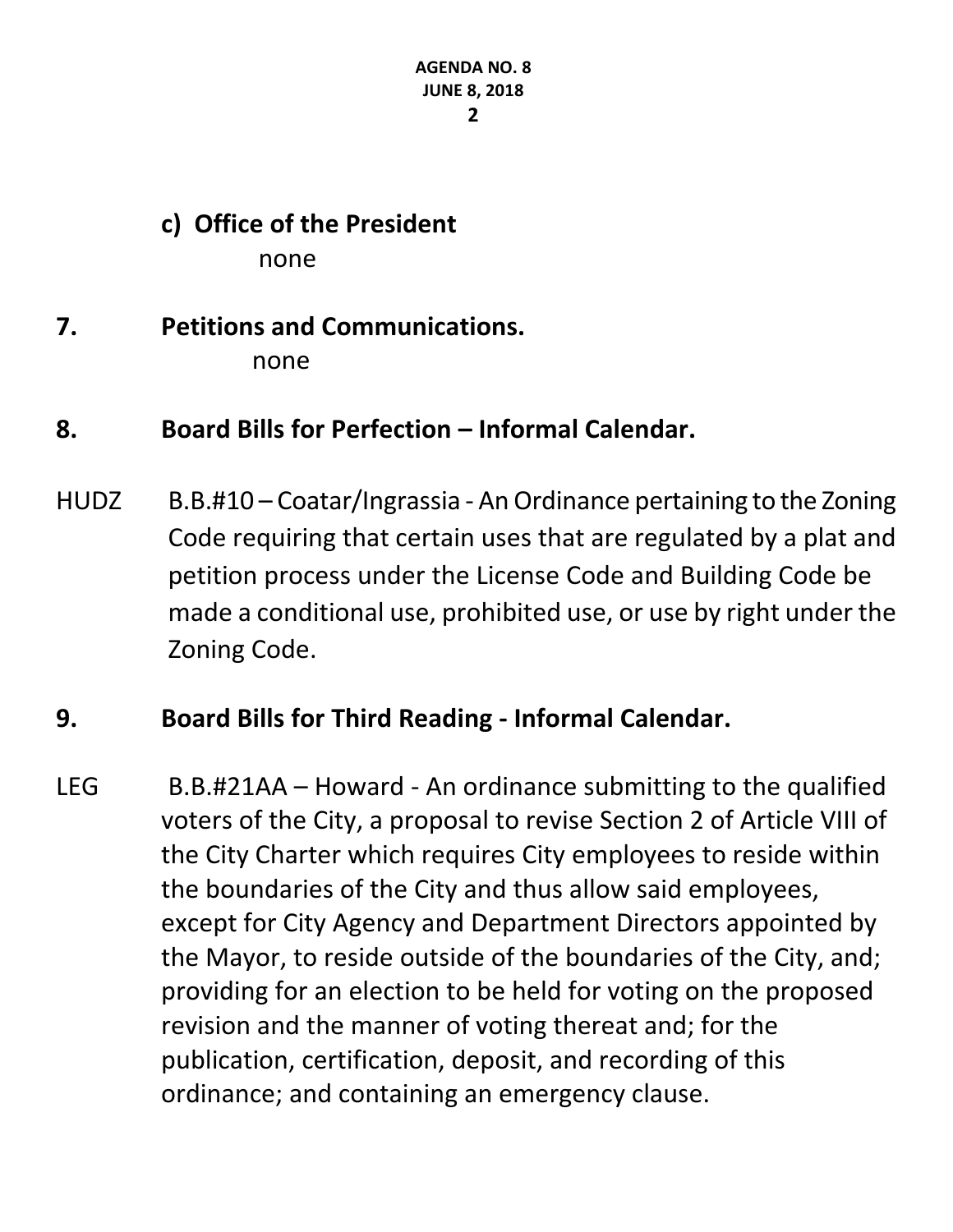**c) Office of the President**

none

## 7. Petitions and Communications.

none

## 8. Board Bills for Perfection – Informal Calendar.

HUDZ B.B.#10 – Coatar/Ingrassia - An Ordinance pertaining to the Zoning Code requiring that certain uses that are regulated by a plat and petition process under the License Code and Building Code be made a conditional use, prohibited use, or use by right under the Zoning Code.

## 9. Board Bills for Third Reading - Informal Calendar.

LEG B.B.#21AA – Howard - An ordinance submitting to the qualified voters of the City, a proposal to revise Section 2 of Article VIII of the City Charter which requires City employees to reside within the boundaries of the City and thus allow said employees, except for City Agency and Department Directors appointed by the Mayor, to reside outside of the boundaries of the City, and; providing for an election to be held for voting on the proposed revision and the manner of voting thereat and; for the publication, certification, deposit, and recording of this ordinance; and containing an emergency clause.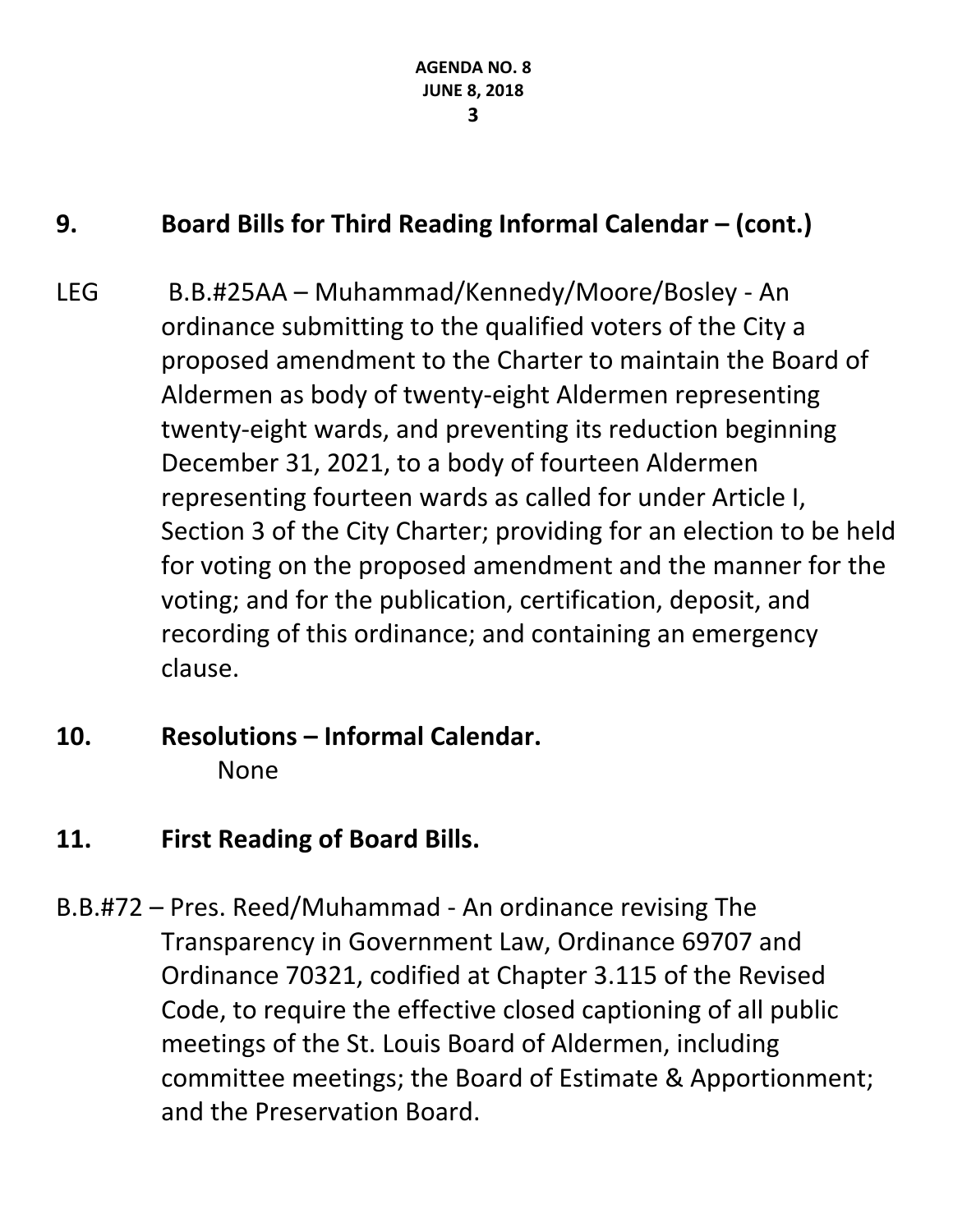## 9. Board Bills for Third Reading Informal Calendar – (cont.)

LEG B.B.#25AA – Muhammad/Kennedy/Moore/Bosley - An ordinance submitting to the qualified voters of the City a proposed amendment to the Charter to maintain the Board of Aldermen as body of twenty-eight Aldermen representing twenty-eight wards, and preventing its reduction beginning December 31, 2021, to a body of fourteen Aldermen representing fourteen wards as called for under Article I, Section 3 of the City Charter; providing for an election to be held for voting on the proposed amendment and the manner for the voting; and for the publication, certification, deposit, and recording of this ordinance; and containing an emergency clause.

## 10. Resolutions – Informal Calendar.

None

## 11. First Reading of Board Bills.

B.B.#72 – Pres. Reed/Muhammad - An ordinance revising The Transparency in Government Law, Ordinance 69707 and Ordinance 70321, codified at Chapter 3.115 of the Revised Code, to require the effective closed captioning of all public meetings of the St. Louis Board of Aldermen, including committee meetings; the Board of Estimate & Apportionment; and the Preservation Board.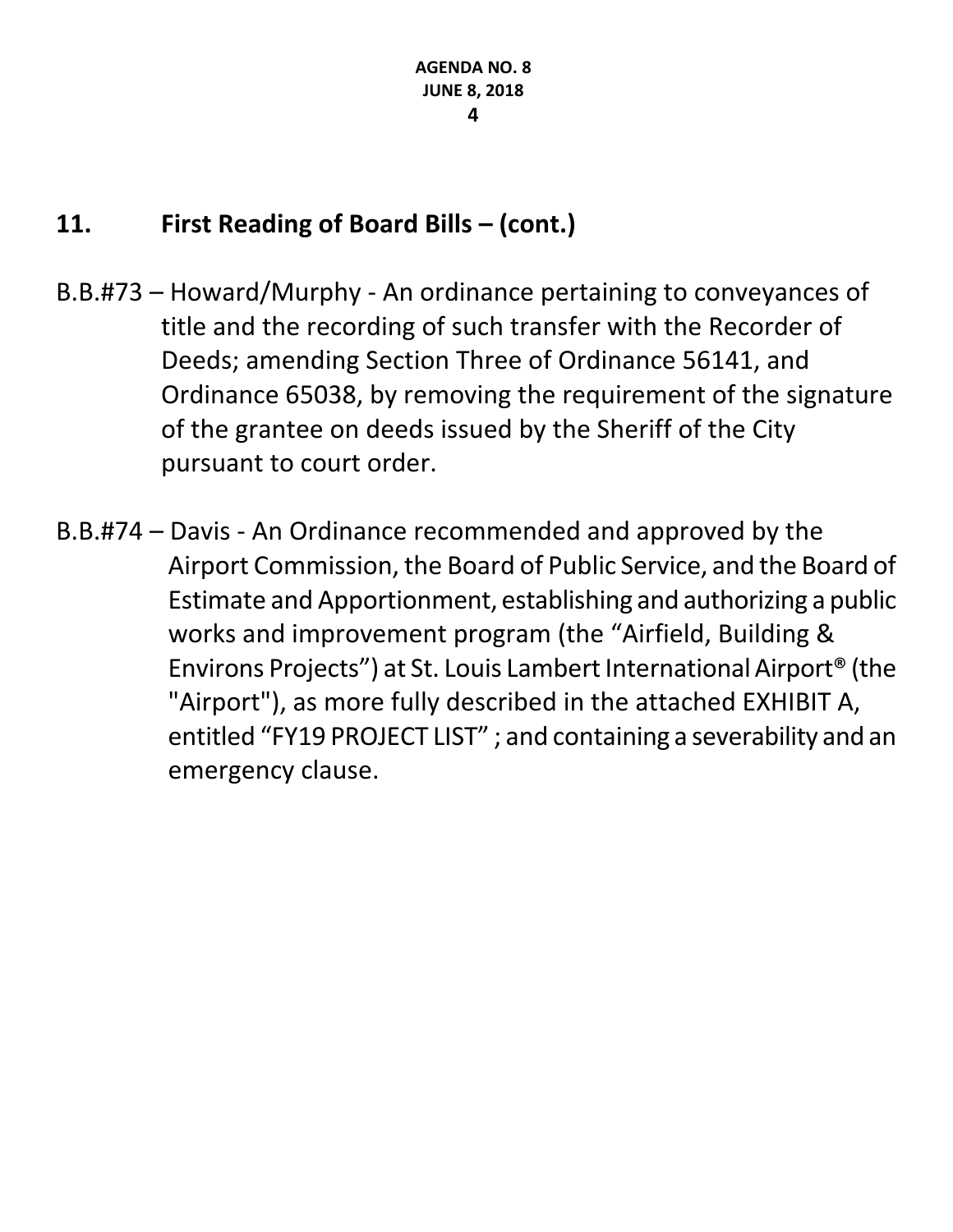## 11. First Reading of Board Bills – (cont.)

B.B.#73 – Howard/Murphy - An ordinance pertaining to conveyances of title and the recording of such transfer with the Recorder of Deeds; amending Section Three of Ordinance 56141, and Ordinance 65038, by removing the requirement of the signature of the grantee on deeds issued by the Sheriff of the City pursuant to court order.

B.B.#74 – Davis - An Ordinance recommended and approved by the Airport Commission, the Board of Public Service, and the Board of Estimate and Apportionment, establishing and authorizing a public works and improvement program (the "Airfield, Building & Environs Projects") at St. Louis Lambert International Airport® (the "Airport"), as more fully described in the attached EXHIBIT A, entitled "FY19 PROJECT LIST" ; and containing a severability and an emergency clause.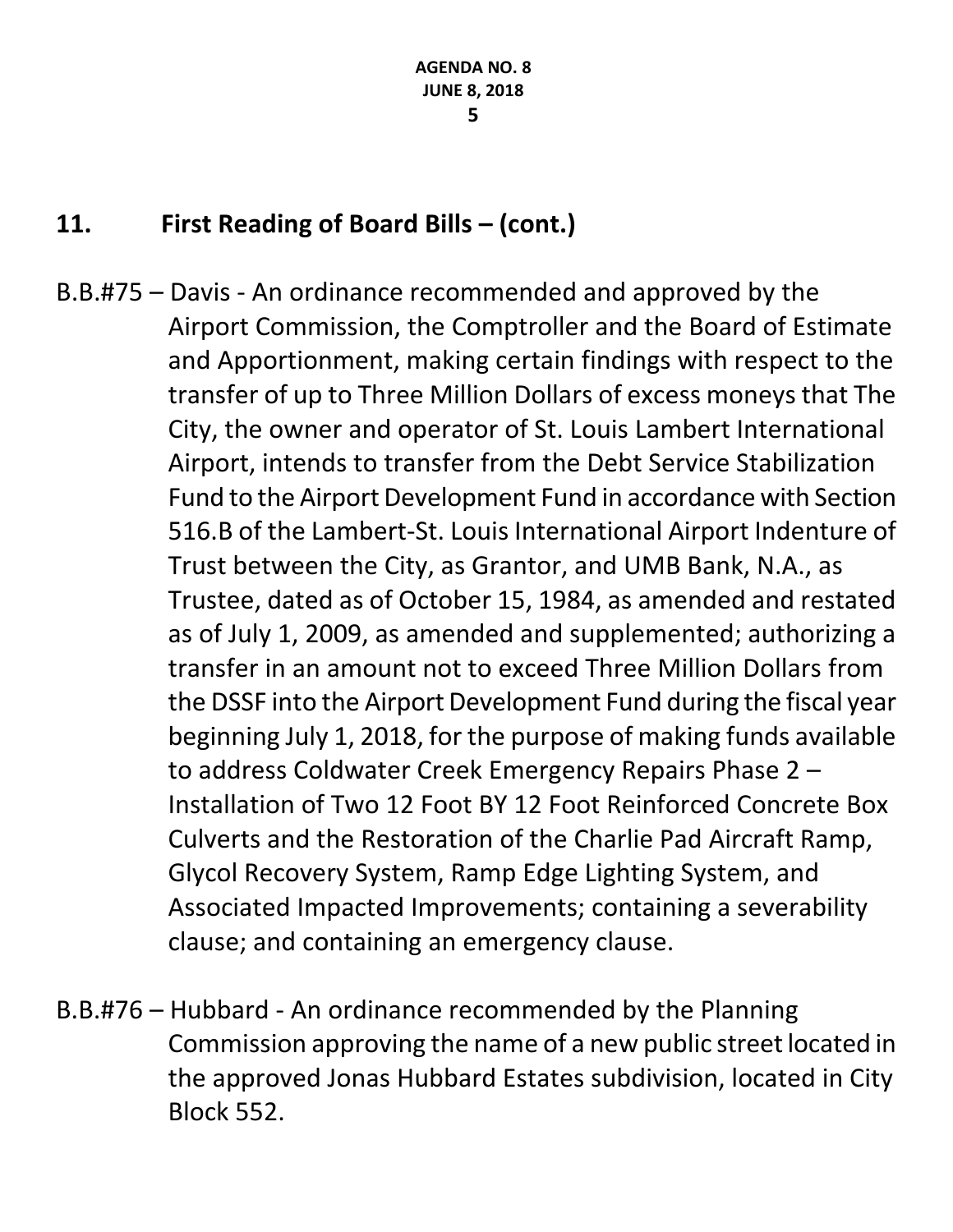## 11. First Reading of Board Bills – (cont.)

B.B.#75 – Davis - An ordinance recommended and approved by the Airport Commission, the Comptroller and the Board of Estimate and Apportionment, making certain findings with respect to the transfer of up to Three Million Dollars of excess moneys that The City, the owner and operator of St. Louis Lambert International Airport, intends to transfer from the Debt Service Stabilization Fund to the Airport Development Fund in accordance with Section 516.B of the Lambert-St. Louis International Airport Indenture of Trust between the City, as Grantor, and UMB Bank, N.A., as Trustee, dated as of October 15, 1984, as amended and restated as of July 1, 2009, as amended and supplemented; authorizing a transfer in an amount not to exceed Three Million Dollars from the DSSF into the Airport Development Fund during the fiscal year beginning July 1, 2018, for the purpose of making funds available to address Coldwater Creek Emergency Repairs Phase 2 – Installation of Two 12 Foot BY 12 Foot Reinforced Concrete Box Culverts and the Restoration of the Charlie Pad Aircraft Ramp, Glycol Recovery System, Ramp Edge Lighting System, and Associated Impacted Improvements; containing a severability clause; and containing an emergency clause.

B.B.#76 – Hubbard - An ordinance recommended by the Planning Commission approving the name of a new public street located in the approved Jonas Hubbard Estates subdivision, located in City Block 552.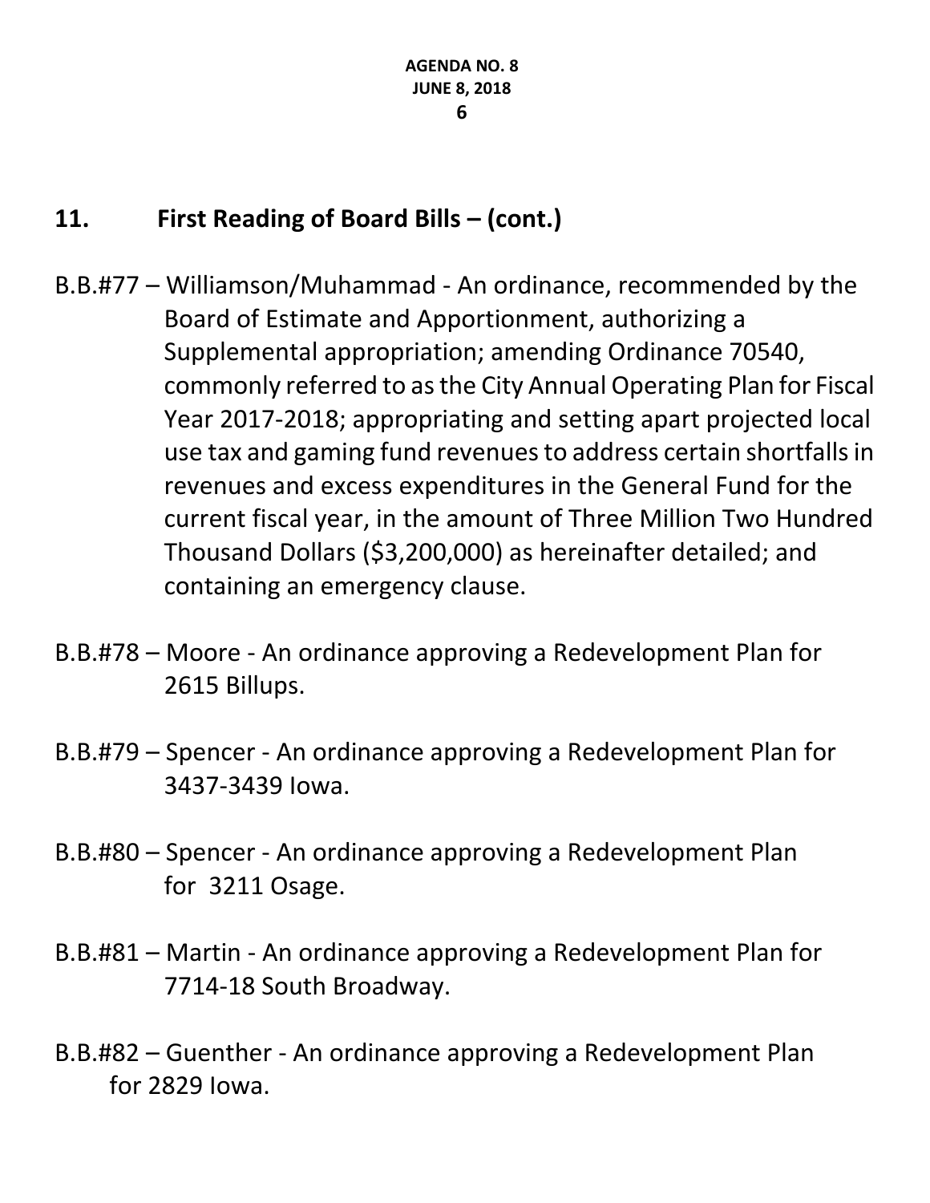## 11. First Reading of Board Bills – (cont.)

B.B.#77 – Williamson/Muhammad - An ordinance, recommended by the Board of Estimate and Apportionment, authorizing a Supplemental appropriation; amending Ordinance 70540, commonly referred to as the City Annual Operating Plan for Fiscal Year 2017-2018; appropriating and setting apart projected local use tax and gaming fund revenues to address certain shortfalls in revenues and excess expenditures in the General Fund for the current fiscal year, in the amount of Three Million Two Hundred Thousand Dollars ($3,200,000) as hereinafter detailed; and containing an emergency clause.

B.B.#78 – Moore - An ordinance approving a Redevelopment Plan for 2615 Billups.

B.B.#79 – Spencer - An ordinance approving a Redevelopment Plan for 3437-3439 Iowa.

B.B.#80 – Spencer - An ordinance approving a Redevelopment Plan for 3211 Osage.

B.B.#81 – Martin - An ordinance approving a Redevelopment Plan for 7714-18 South Broadway.

B.B.#82 – Guenther - An ordinance approving a Redevelopment Plan for 2829 Iowa.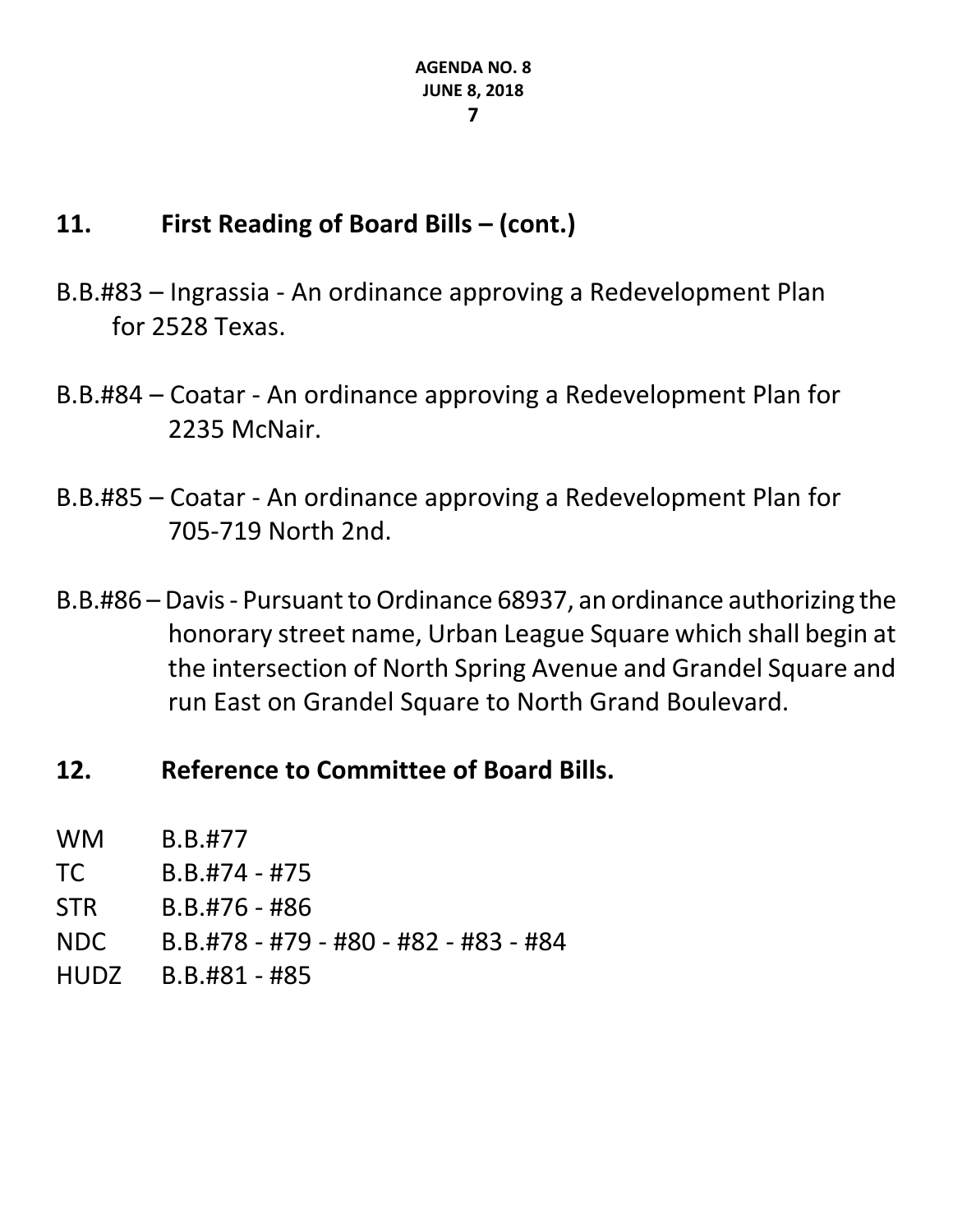## 11. First Reading of Board Bills – (cont.)

B.B.#83 – Ingrassia - An ordinance approving a Redevelopment Plan for 2528 Texas.

B.B.#84 – Coatar - An ordinance approving a Redevelopment Plan for 2235 McNair.

B.B.#85 – Coatar - An ordinance approving a Redevelopment Plan for 705-719 North 2nd.

B.B.#86 – Davis - Pursuant to Ordinance 68937, an ordinance authorizing the honorary street name, Urban League Square which shall begin at the intersection of North Spring Avenue and Grandel Square and run East on Grandel Square to North Grand Boulevard.

## 12. Reference to Committee of Board Bills.

| | |
|---|---|
| WM | B.B.#77 |
| TC | B.B.#74 - #75 |
| STR | B.B.#76 - #86 |
| NDC | B.B.#78 - #79 - #80 - #82 - #83 - #84 |
| HUDZ | B.B.#81 - #85 |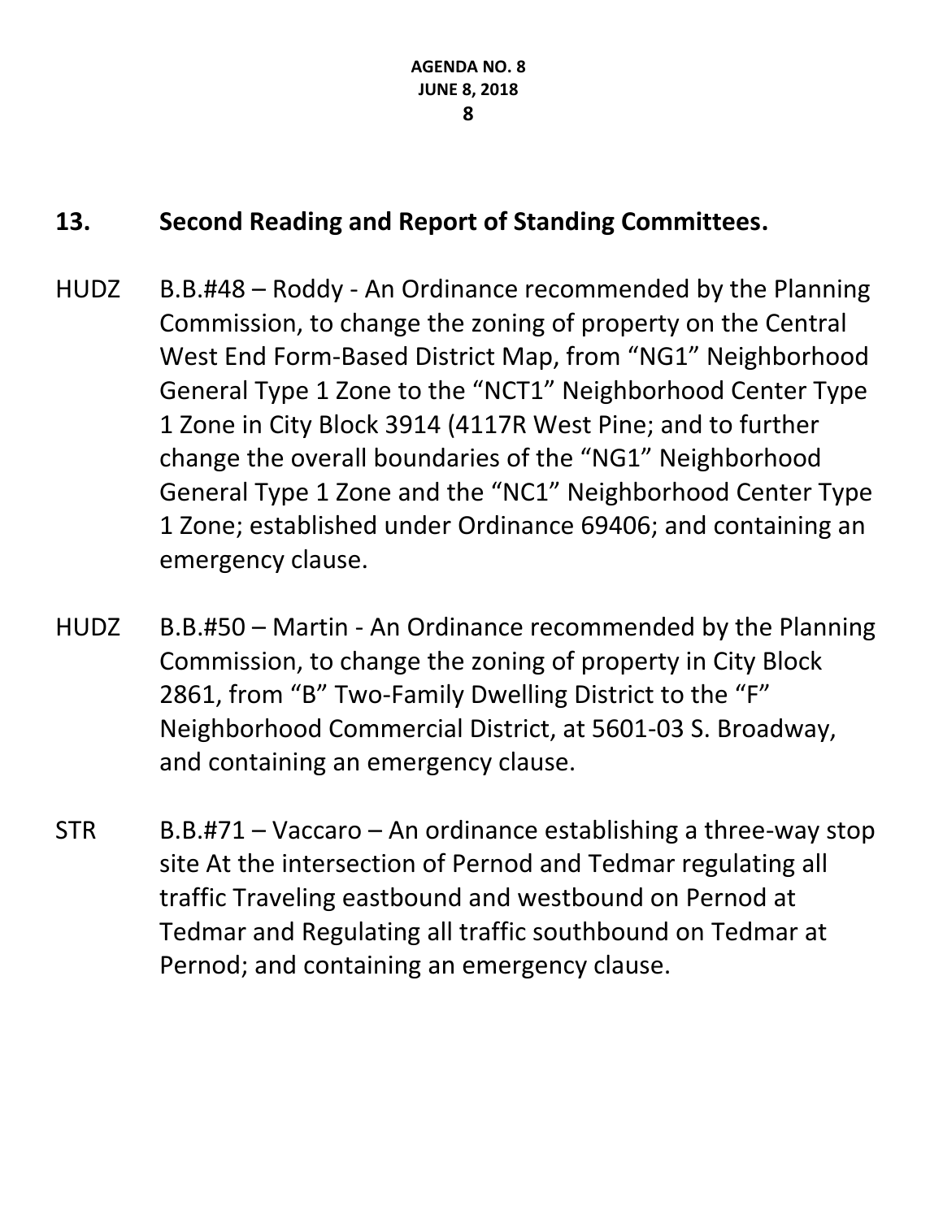## 13. Second Reading and Report of Standing Committees.

HUDZ B.B.#48 – Roddy - An Ordinance recommended by the Planning Commission, to change the zoning of property on the Central West End Form-Based District Map, from "NG1" Neighborhood General Type 1 Zone to the "NCT1" Neighborhood Center Type 1 Zone in City Block 3914 (4117R West Pine; and to further change the overall boundaries of the "NG1" Neighborhood General Type 1 Zone and the "NC1" Neighborhood Center Type 1 Zone; established under Ordinance 69406; and containing an emergency clause.

HUDZ B.B.#50 – Martin - An Ordinance recommended by the Planning Commission, to change the zoning of property in City Block 2861, from "B" Two-Family Dwelling District to the "F" Neighborhood Commercial District, at 5601-03 S. Broadway, and containing an emergency clause.

STR B.B.#71 – Vaccaro – An ordinance establishing a three-way stop site At the intersection of Pernod and Tedmar regulating all traffic Traveling eastbound and westbound on Pernod at Tedmar and Regulating all traffic southbound on Tedmar at Pernod; and containing an emergency clause.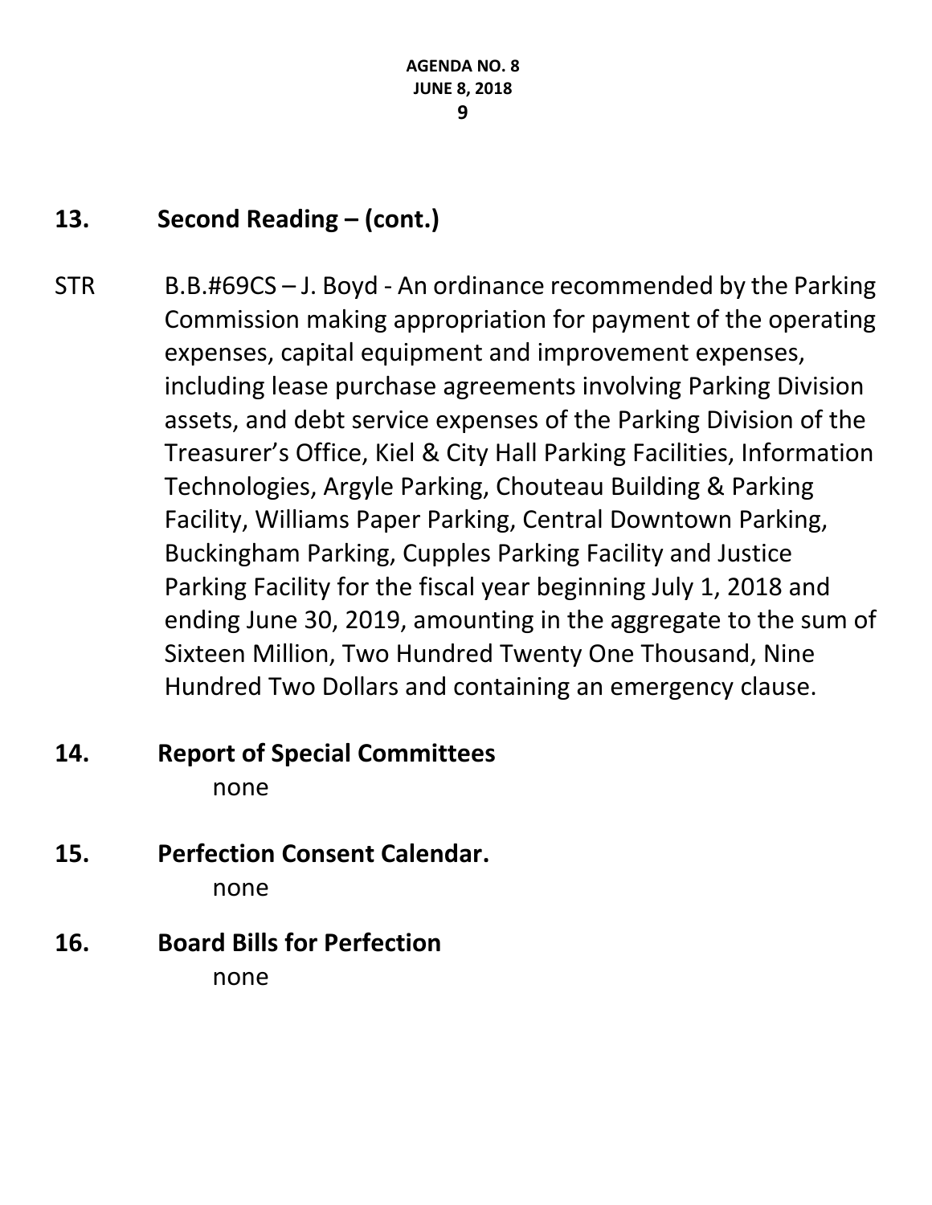## 13. Second Reading – (cont.)

STR B.B.#69CS – J. Boyd - An ordinance recommended by the Parking Commission making appropriation for payment of the operating expenses, capital equipment and improvement expenses, including lease purchase agreements involving Parking Division assets, and debt service expenses of the Parking Division of the Treasurer's Office, Kiel & City Hall Parking Facilities, Information Technologies, Argyle Parking, Chouteau Building & Parking Facility, Williams Paper Parking, Central Downtown Parking, Buckingham Parking, Cupples Parking Facility and Justice Parking Facility for the fiscal year beginning July 1, 2018 and ending June 30, 2019, amounting in the aggregate to the sum of Sixteen Million, Two Hundred Twenty One Thousand, Nine Hundred Two Dollars and containing an emergency clause.

## 14. Report of Special Committees

none

## 15. Perfection Consent Calendar.

none

## 16. Board Bills for Perfection

none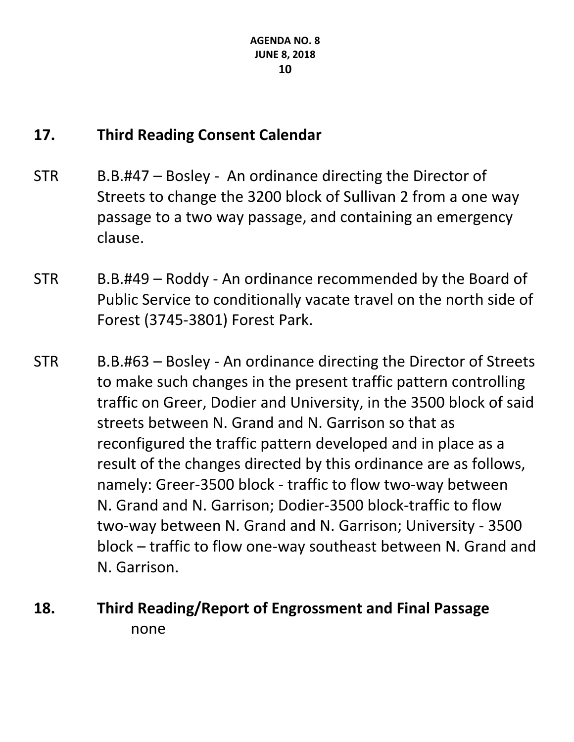## 17. Third Reading Consent Calendar

STR B.B.#47 – Bosley - An ordinance directing the Director of Streets to change the 3200 block of Sullivan 2 from a one way passage to a two way passage, and containing an emergency clause.

STR B.B.#49 – Roddy - An ordinance recommended by the Board of Public Service to conditionally vacate travel on the north side of Forest (3745-3801) Forest Park.

STR B.B.#63 – Bosley - An ordinance directing the Director of Streets to make such changes in the present traffic pattern controlling traffic on Greer, Dodier and University, in the 3500 block of said streets between N. Grand and N. Garrison so that as reconfigured the traffic pattern developed and in place as a result of the changes directed by this ordinance are as follows, namely: Greer-3500 block - traffic to flow two-way between N. Grand and N. Garrison; Dodier-3500 block-traffic to flow two-way between N. Grand and N. Garrison; University - 3500 block – traffic to flow one-way southeast between N. Grand and N. Garrison.

## 18. Third Reading/Report of Engrossment and Final Passage

none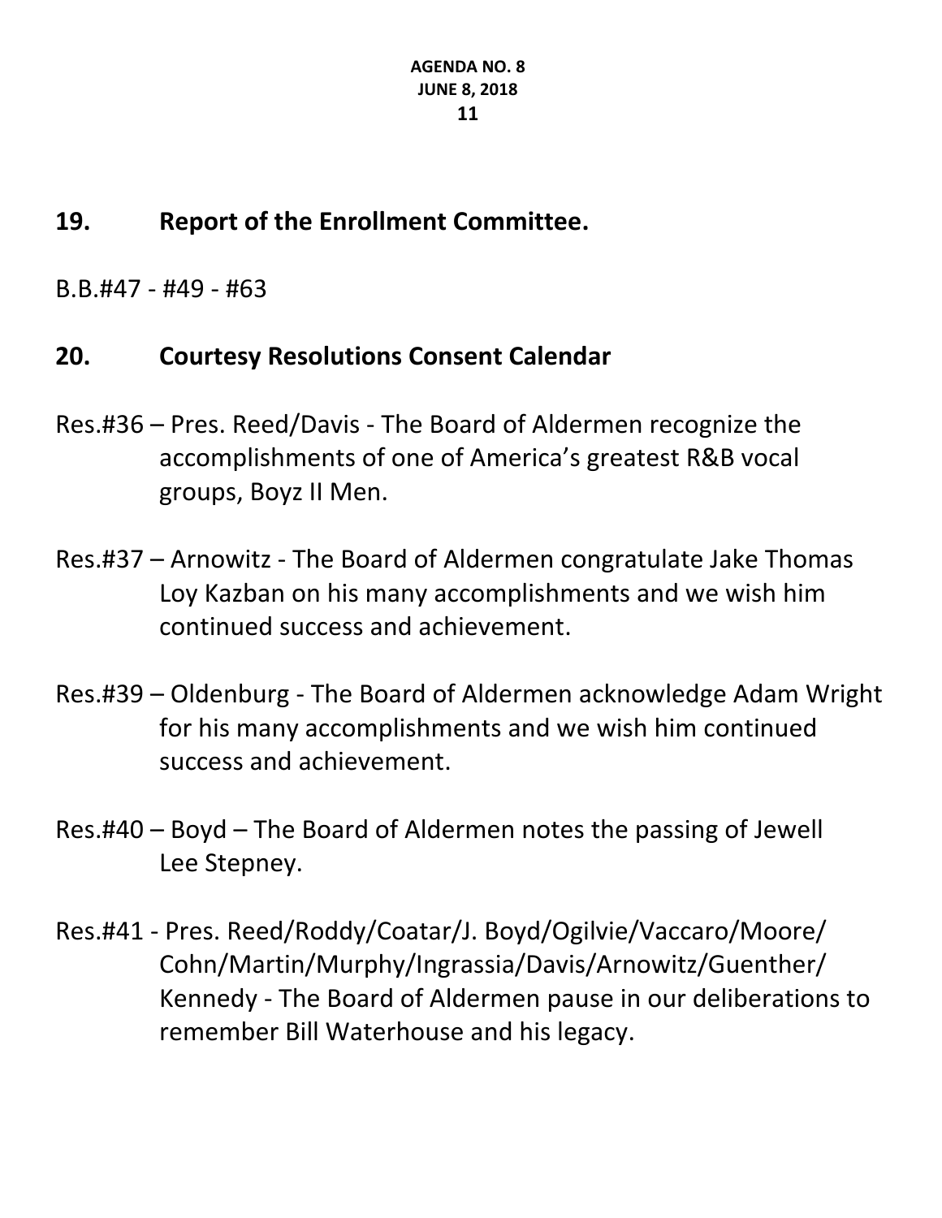## 19. Report of the Enrollment Committee.

B.B.#47 - #49 - #63

## 20. Courtesy Resolutions Consent Calendar

Res.#36 – Pres. Reed/Davis - The Board of Aldermen recognize the accomplishments of one of America's greatest R&B vocal groups, Boyz II Men.

Res.#37 – Arnowitz - The Board of Aldermen congratulate Jake Thomas Loy Kazban on his many accomplishments and we wish him continued success and achievement.

Res.#39 – Oldenburg - The Board of Aldermen acknowledge Adam Wright for his many accomplishments and we wish him continued success and achievement.

Res.#40 – Boyd – The Board of Aldermen notes the passing of Jewell Lee Stepney.

Res.#41 - Pres. Reed/Roddy/Coatar/J. Boyd/Ogilvie/Vaccaro/Moore/Cohn/Martin/Murphy/Ingrassia/Davis/Arnowitz/Guenther/Kennedy - The Board of Aldermen pause in our deliberations to remember Bill Waterhouse and his legacy.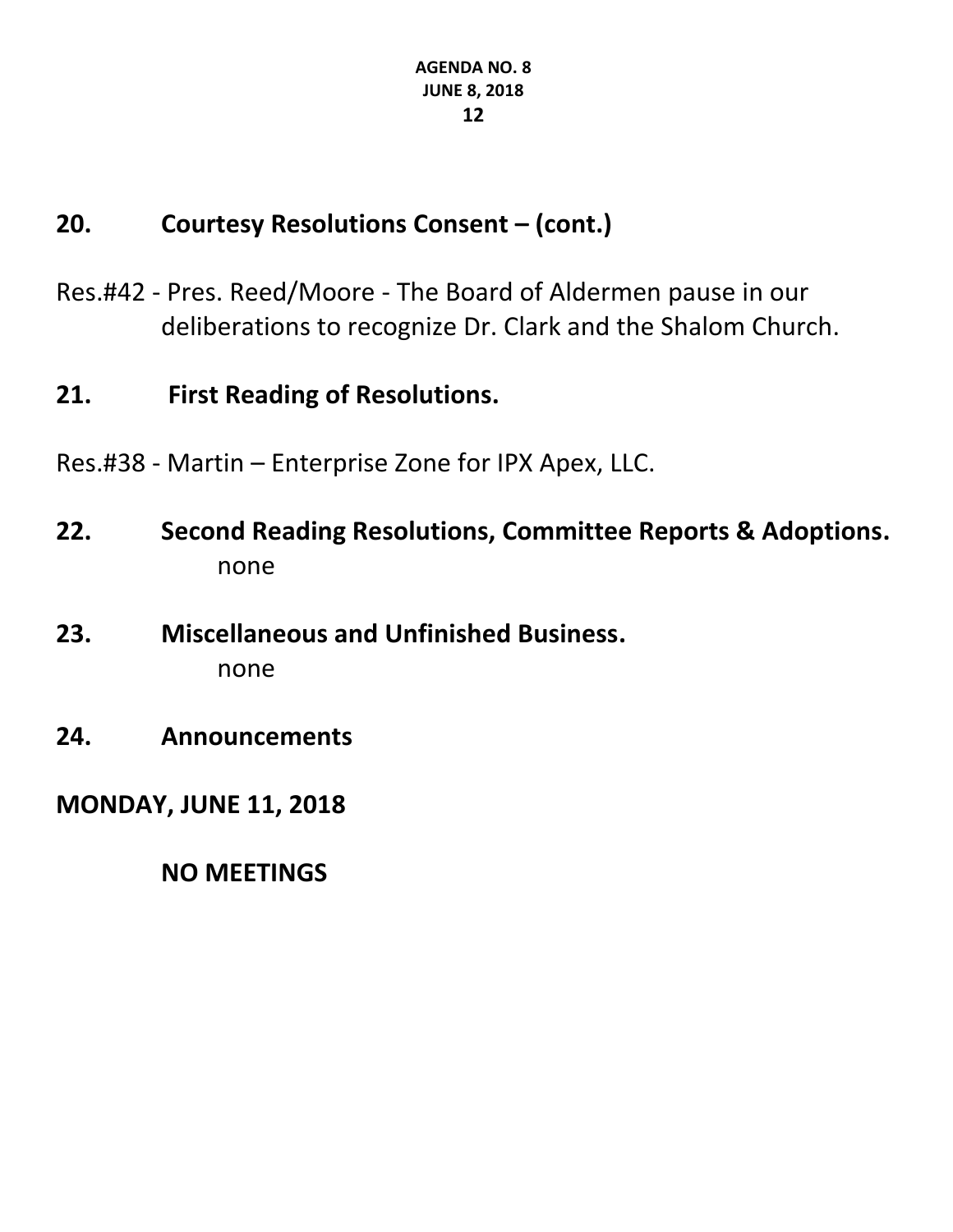## 20. Courtesy Resolutions Consent – (cont.)

Res.#42 - Pres. Reed/Moore - The Board of Aldermen pause in our deliberations to recognize Dr. Clark and the Shalom Church.

## 21. First Reading of Resolutions.

Res.#38 - Martin – Enterprise Zone for IPX Apex, LLC.

## 22. Second Reading Resolutions, Committee Reports & Adoptions.

none

## 23. Miscellaneous and Unfinished Business.

none

## 24. Announcements

**MONDAY, JUNE 11, 2018**

**NO MEETINGS**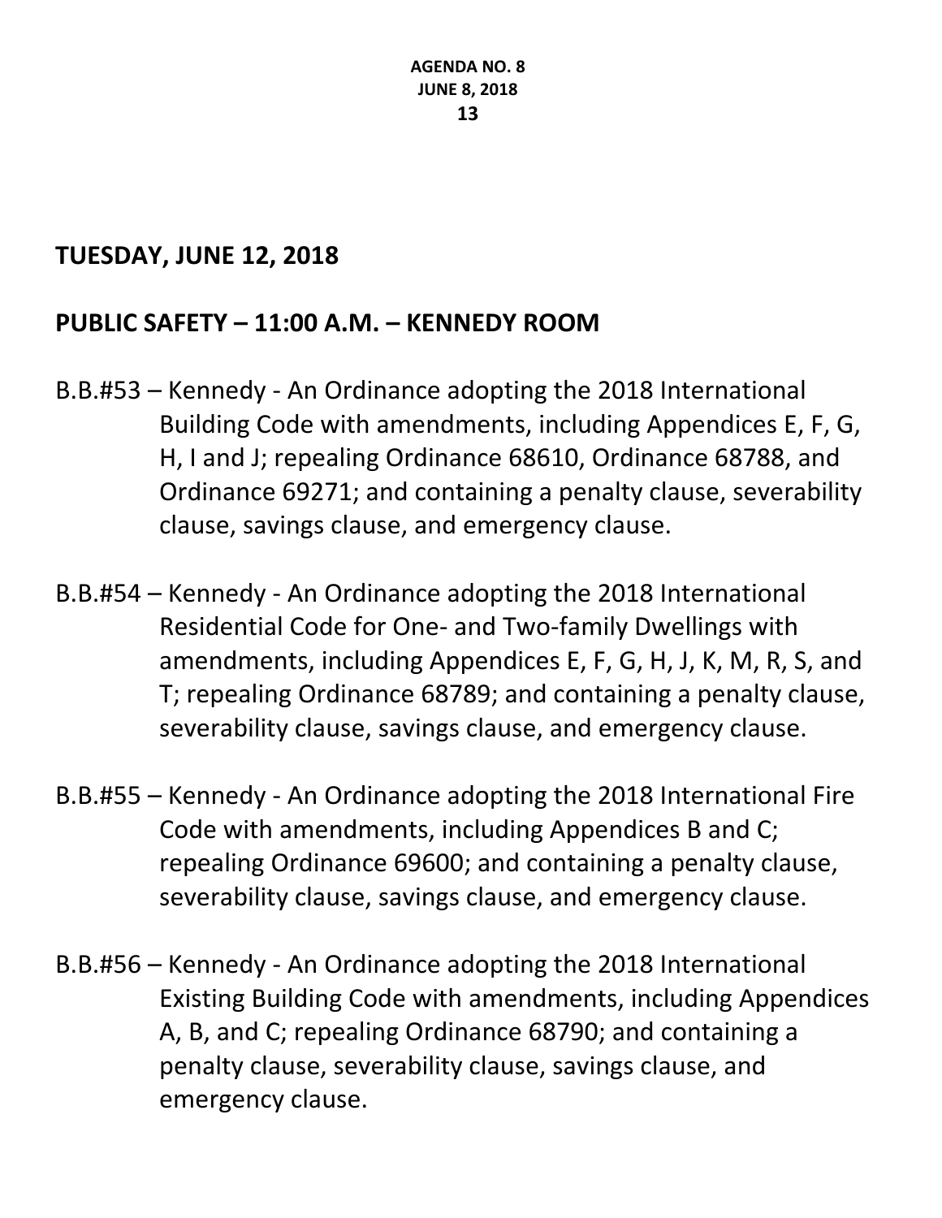## TUESDAY, JUNE 12, 2018

## PUBLIC SAFETY – 11:00 A.M. – KENNEDY ROOM

B.B.#53 – Kennedy - An Ordinance adopting the 2018 International Building Code with amendments, including Appendices E, F, G, H, I and J; repealing Ordinance 68610, Ordinance 68788, and Ordinance 69271; and containing a penalty clause, severability clause, savings clause, and emergency clause.

B.B.#54 – Kennedy - An Ordinance adopting the 2018 International Residential Code for One- and Two-family Dwellings with amendments, including Appendices E, F, G, H, J, K, M, R, S, and T; repealing Ordinance 68789; and containing a penalty clause, severability clause, savings clause, and emergency clause.

B.B.#55 – Kennedy - An Ordinance adopting the 2018 International Fire Code with amendments, including Appendices B and C; repealing Ordinance 69600; and containing a penalty clause, severability clause, savings clause, and emergency clause.

B.B.#56 – Kennedy - An Ordinance adopting the 2018 International Existing Building Code with amendments, including Appendices A, B, and C; repealing Ordinance 68790; and containing a penalty clause, severability clause, savings clause, and emergency clause.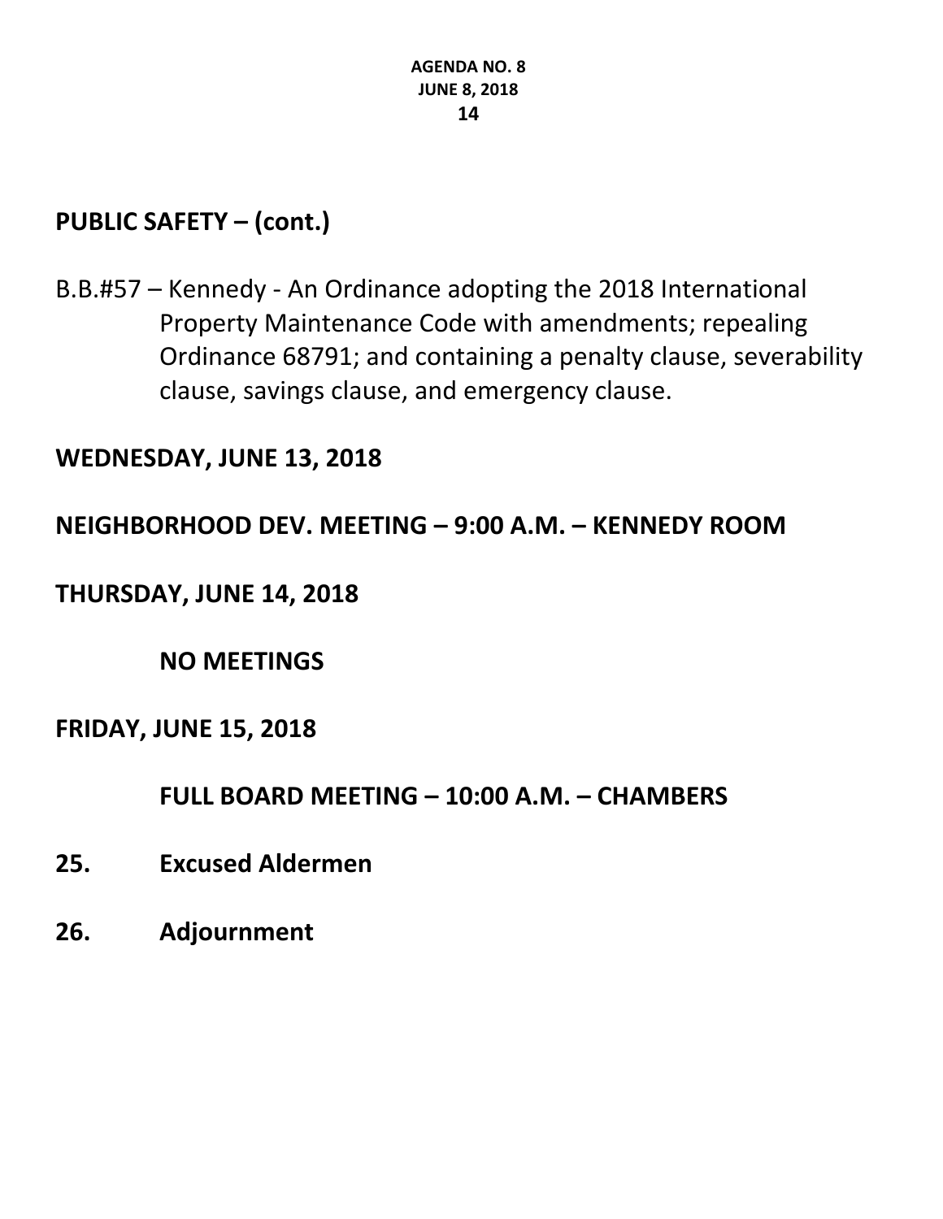## PUBLIC SAFETY – (cont.)

B.B.#57 – Kennedy - An Ordinance adopting the 2018 International Property Maintenance Code with amendments; repealing Ordinance 68791; and containing a penalty clause, severability clause, savings clause, and emergency clause.

**WEDNESDAY, JUNE 13, 2018**

**NEIGHBORHOOD DEV. MEETING – 9:00 A.M. – KENNEDY ROOM**

**THURSDAY, JUNE 14, 2018**

**NO MEETINGS**

**FRIDAY, JUNE 15, 2018**

**FULL BOARD MEETING – 10:00 A.M. – CHAMBERS**

**25. Excused Aldermen**

**26. Adjournment**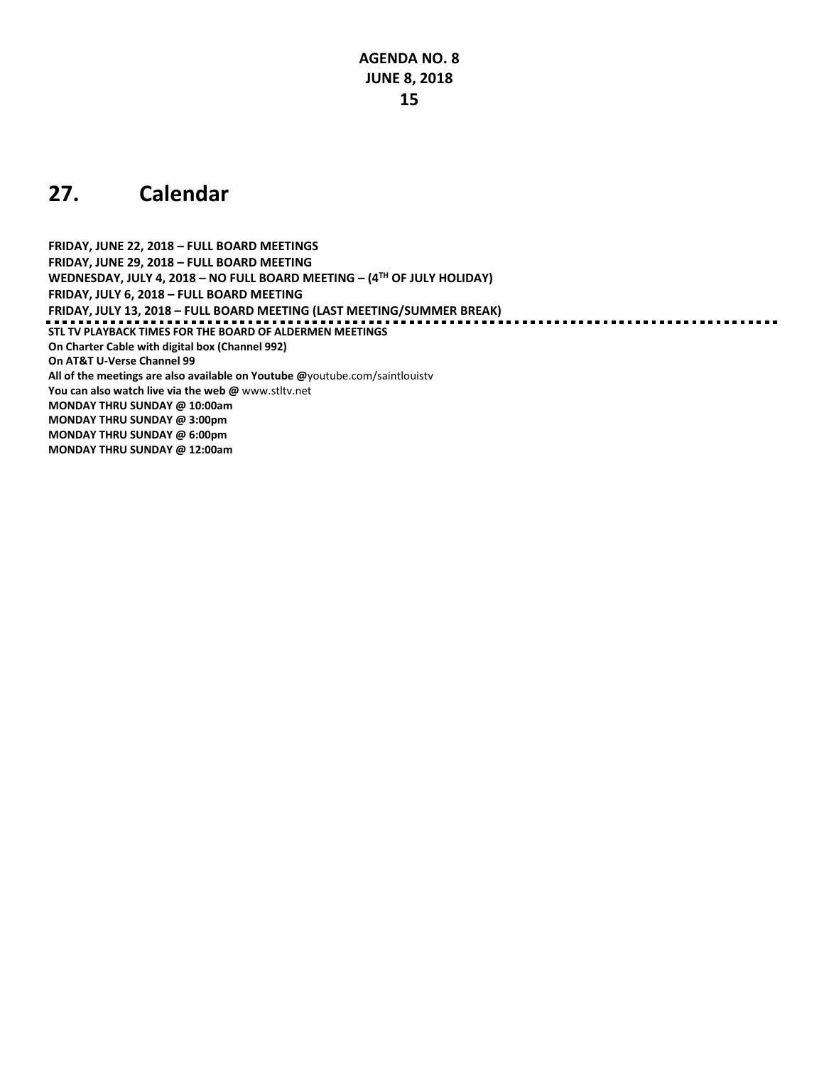## 27. Calendar

**FRIDAY, JUNE 22, 2018 – FULL BOARD MEETINGS**
**FRIDAY, JUNE 29, 2018 – FULL BOARD MEETING**
**WEDNESDAY, JULY 4, 2018 – NO FULL BOARD MEETING – (4TH OF JULY HOLIDAY)**
**FRIDAY, JULY 6, 2018 – FULL BOARD MEETING**
**FRIDAY, JULY 13, 2018 – FULL BOARD MEETING (LAST MEETING/SUMMER BREAK)**

---

**STL TV PLAYBACK TIMES FOR THE BOARD OF ALDERMEN MEETINGS**
**On Charter Cable with digital box (Channel 992)**
**On AT&T U-Verse Channel 99**
**All of the meetings are also available on Youtube @**youtube.com/saintlouistv
**You can also watch live via the web @** www.stltv.net
**MONDAY THRU SUNDAY @ 10:00am**
**MONDAY THRU SUNDAY @ 3:00pm**
**MONDAY THRU SUNDAY @ 6:00pm**
**MONDAY THRU SUNDAY @ 12:00am**